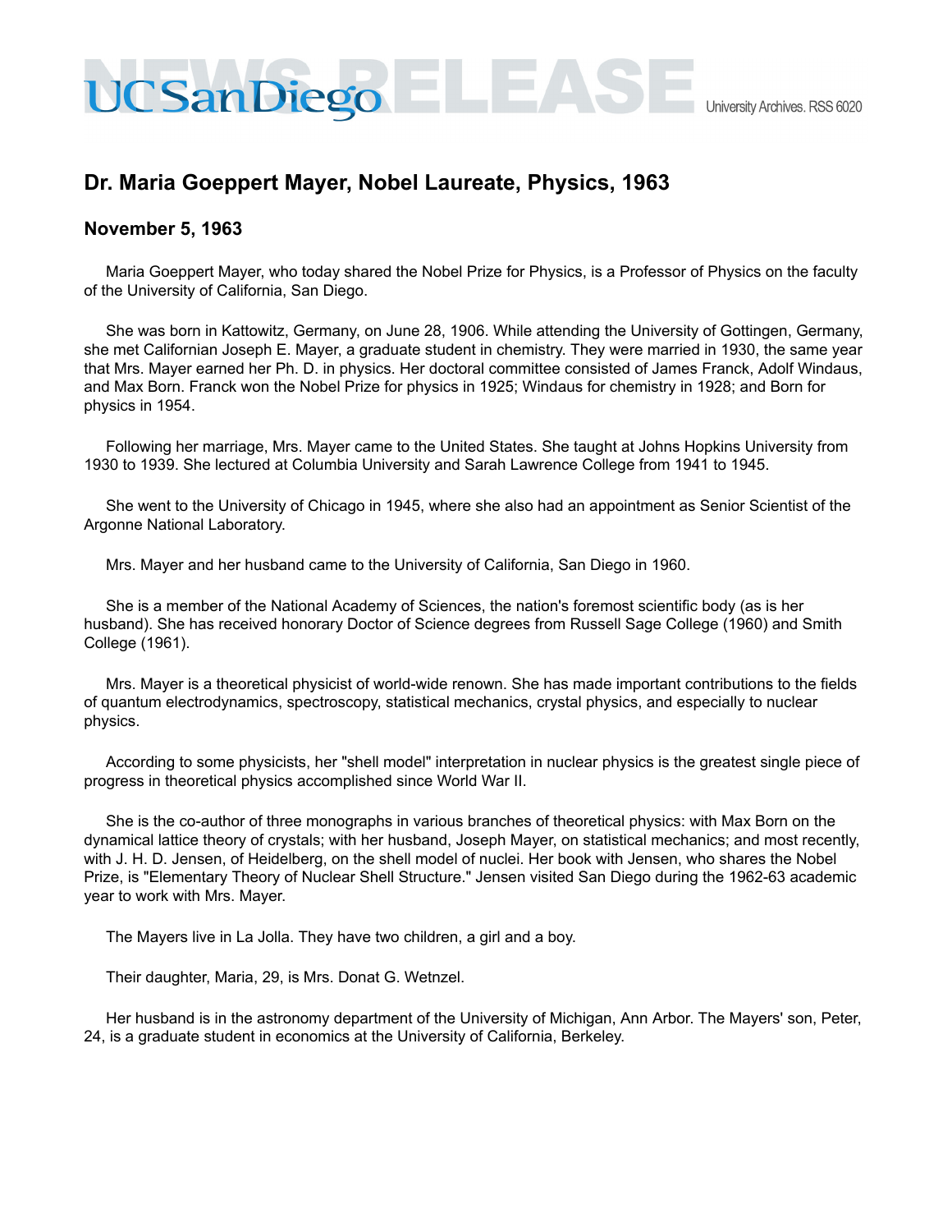# Dr. Maria Goeppert Mayer, Nobel Laureate, Physics, 1963

## November 5, 1963

Maria Goeppert Mayer, who today shared the Nobel Prize for Physics, is a Professor of Physics on the faculty of the University of California, San Diego.

She was born in Kattowitz, Germany, on June 28, 1906. While attending the University of Gottingen, Germany, she met Californian Joseph E. Mayer, a graduate student in chemistry. They were married in 1930, the same year that Mrs. Mayer earned her Ph. D. in physics. Her doctoral committee consisted of James Franck, Adolf Windaus, and Max Born. Franck won the Nobel Prize for physics in 1925; Windaus for chemistry in 1928; and Born for physics in 1954.

Following her marriage, Mrs. Mayer came to the United States. She taught at Johns Hopkins University from 1930 to 1939. She lectured at Columbia University and Sarah Lawrence College from 1941 to 1945.

She went to the University of Chicago in 1945, where she also had an appointment as Senior Scientist of the Argonne National Laboratory.

Mrs. Mayer and her husband came to the University of California, San Diego in 1960.

She is a member of the National Academy of Sciences, the nation's foremost scientific body (as is her husband). She has received honorary Doctor of Science degrees from Russell Sage College (1960) and Smith College (1961).

Mrs. Mayer is a theoretical physicist of world-wide renown. She has made important contributions to the fields of quantum electrodynamics, spectroscopy, statistical mechanics, crystal physics, and especially to nuclear physics.

According to some physicists, her "shell model" interpretation in nuclear physics is the greatest single piece of progress in theoretical physics accomplished since World War II.

She is the co-author of three monographs in various branches of theoretical physics: with Max Born on the dynamical lattice theory of crystals; with her husband, Joseph Mayer, on statistical mechanics; and most recently, with J. H. D. Jensen, of Heidelberg, on the shell model of nuclei. Her book with Jensen, who shares the Nobel Prize, is "Elementary Theory of Nuclear Shell Structure." Jensen visited San Diego during the 1962-63 academic year to work with Mrs. Mayer.

The Mayers live in La Jolla. They have two children, a girl and a boy.

Their daughter, Maria, 29, is Mrs. Donat G. Wetnzel.

Her husband is in the astronomy department of the University of Michigan, Ann Arbor. The Mayers' son, Peter, 24, is a graduate student in economics at the University of California, Berkeley.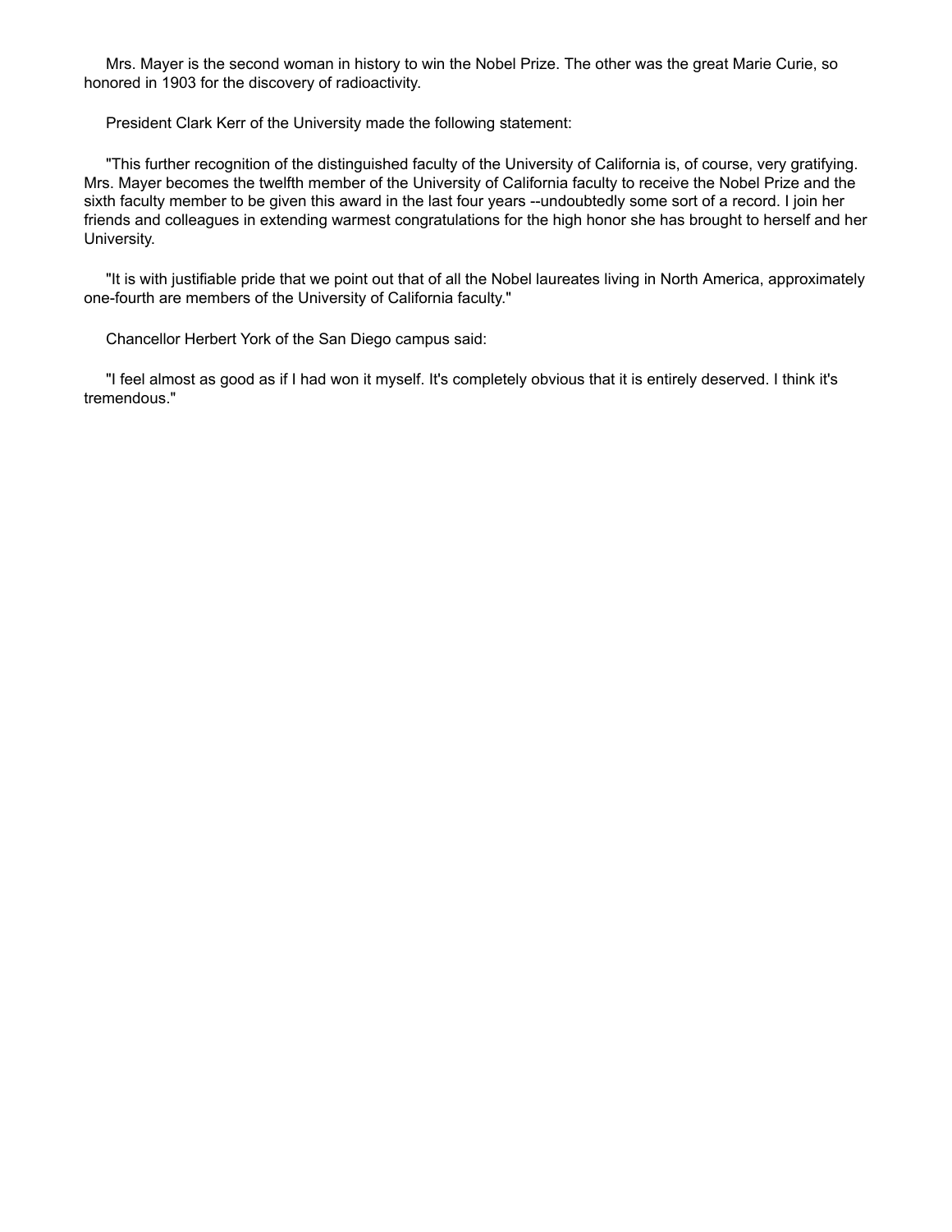Mrs. Mayer is the second woman in history to win the Nobel Prize. The other was the great Marie Curie, so honored in 1903 for the discovery of radioactivity.

President Clark Kerr of the University made the following statement:

"This further recognition of the distinguished faculty of the University of California is, of course, very gratifying. Mrs. Mayer becomes the twelfth member of the University of California faculty to receive the Nobel Prize and the sixth faculty member to be given this award in the last four years --undoubtedly some sort of a record. I join her friends and colleagues in extending warmest congratulations for the high honor she has brought to herself and her University.

"It is with justifiable pride that we point out that of all the Nobel laureates living in North America, approximately one-fourth are members of the University of California faculty."

Chancellor Herbert York of the San Diego campus said:

"I feel almost as good as if I had won it myself. It's completely obvious that it is entirely deserved. I think it's tremendous."